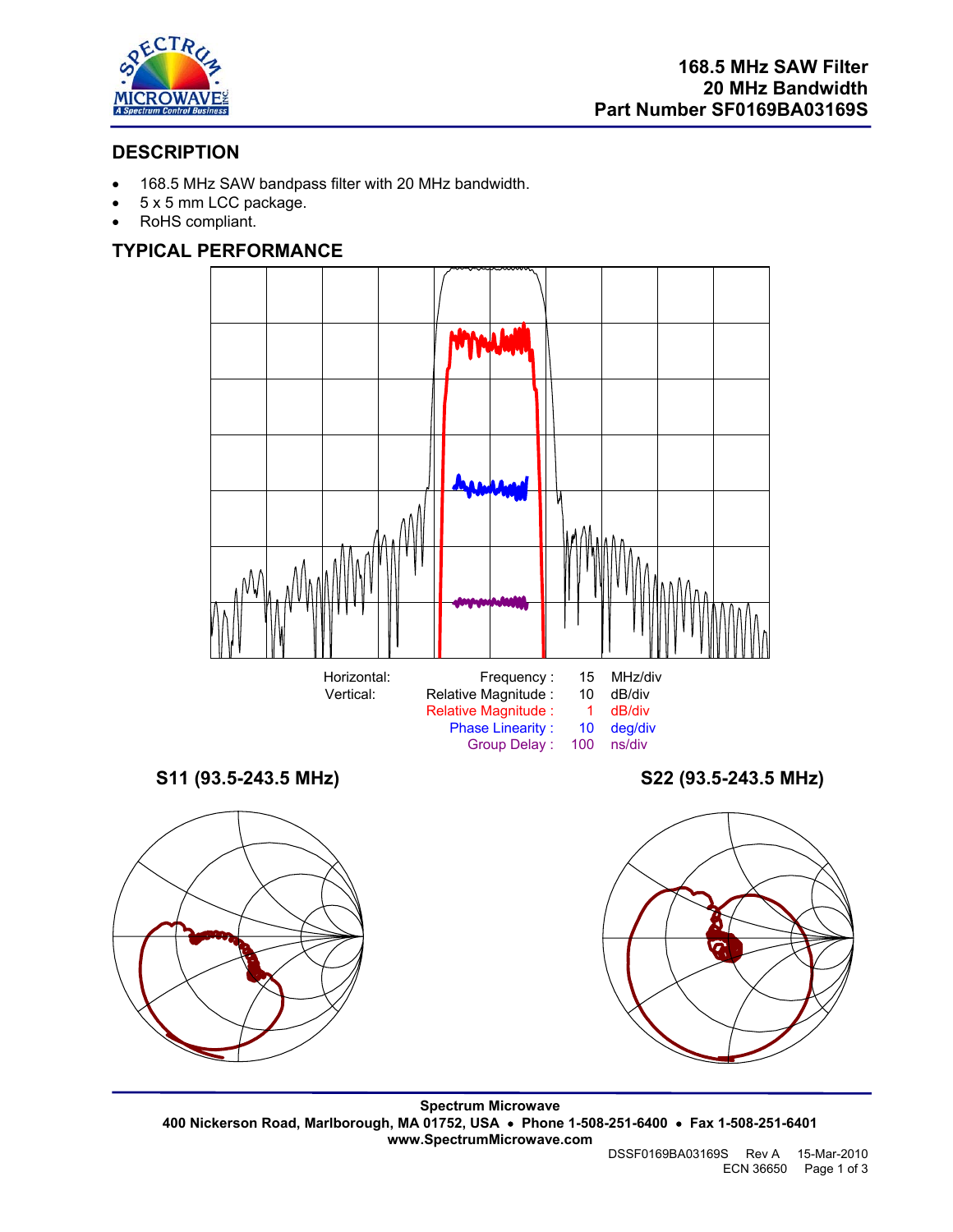# 168.5 MHz SAW Filter
# 20 MHz Bandwidth
# Part Number SF0169BA03169S

## DESCRIPTION

- 168.5 MHz SAW bandpass filter with 20 MHz bandwidth.
- 5 x 5 mm LCC package.
- RoHS compliant.

## TYPICAL PERFORMANCE

| Horizontal: | Frequency : | 15 | MHz/div |
|---|---|---|---|
| Vertical: | Relative Magnitude : | 10 | dB/div |
| | Relative Magnitude : | 1 | dB/div |
| | Phase Linearity : | 10 | deg/div |
| | Group Delay : | 100 | ns/div |

**S11 (93.5-243.5 MHz)**

**S22 (93.5-243.5 MHz)**

**Spectrum Microwave**
**400 Nickerson Road, Marlborough, MA 01752, USA • Phone 1-508-251-6400 • Fax 1-508-251-6401**
**www.SpectrumMicrowave.com**

DSSF0169BA03169S Rev A 15-Mar-2010
ECN 36650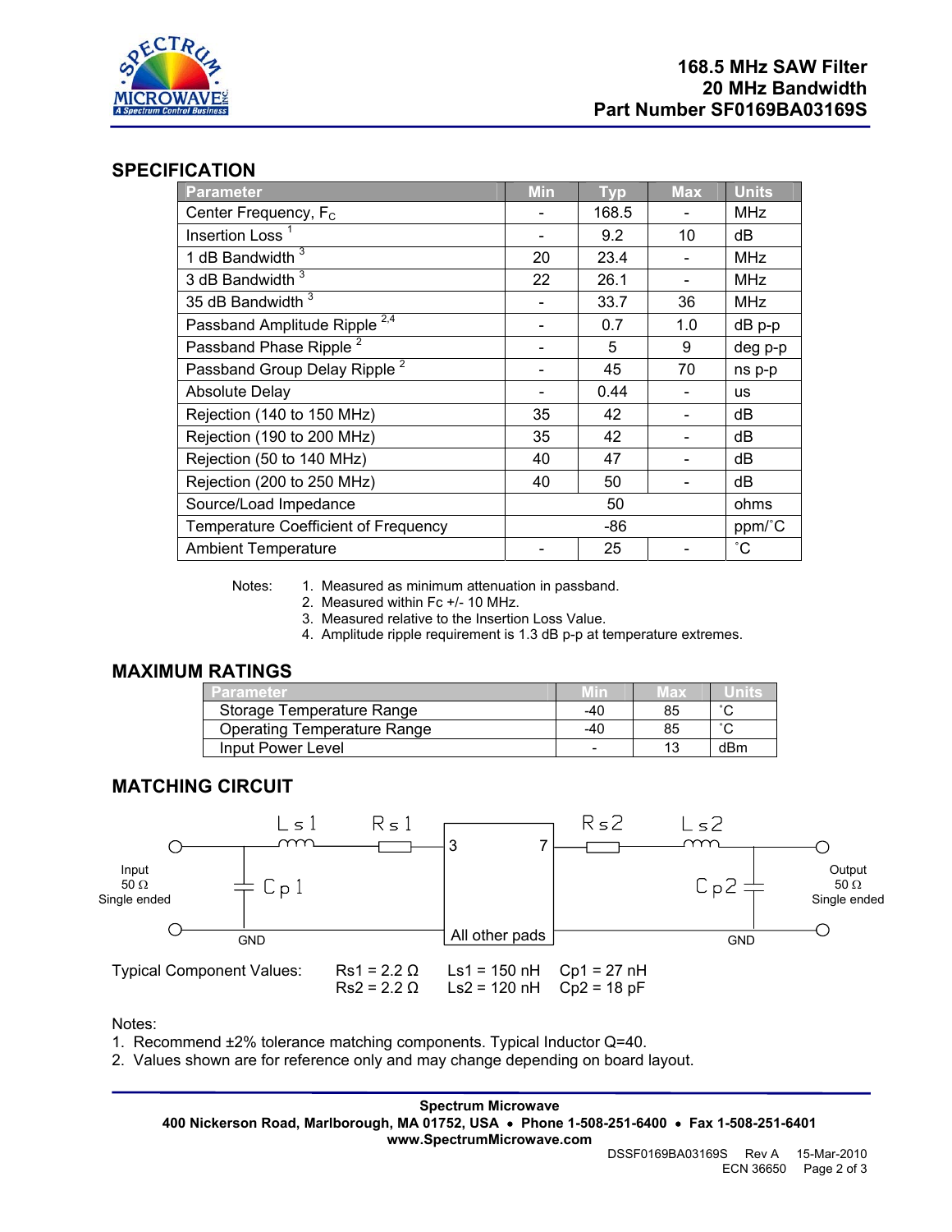# 168.5 MHz SAW Filter
# 20 MHz Bandwidth
# Part Number SF0169BA03169S

## SPECIFICATION

| Parameter | Min | Typ | Max | Units |
|---|---|---|---|---|
| Center Frequency, $F_C$ | - | 168.5 | - | MHz |
| Insertion Loss [1] | - | 9.2 | 10 | dB |
| 1 dB Bandwidth [3] | 20 | 23.4 | - | MHz |
| 3 dB Bandwidth [3] | 22 | 26.1 | - | MHz |
| 35 dB Bandwidth [3] | - | 33.7 | 36 | MHz |
| Passband Amplitude Ripple [2,4] | - | 0.7 | 1.0 | dB p-p |
| Passband Phase Ripple [2] | - | 5 | 9 | deg p-p |
| Passband Group Delay Ripple [2] | - | 45 | 70 | ns p-p |
| Absolute Delay | - | 0.44 | - | us |
| Rejection (140 to 150 MHz) | 35 | 42 | - | dB |
| Rejection (190 to 200 MHz) | 35 | 42 | - | dB |
| Rejection (50 to 140 MHz) | 40 | 47 | - | dB |
| Rejection (200 to 250 MHz) | 40 | 50 | - | dB |
| Source/Load Impedance | | 50 | | ohms |
| Temperature Coefficient of Frequency | | -86 | | ppm/˚C |
| Ambient Temperature | - | 25 | - | ˚C |

Notes:
1. Measured as minimum attenuation in passband.
2. Measured within Fc +/- 10 MHz.
3. Measured relative to the Insertion Loss Value.
4. Amplitude ripple requirement is 1.3 dB p-p at temperature extremes.

## MAXIMUM RATINGS

| Parameter | Min | Max | Units |
|---|---|---|---|
| Storage Temperature Range | -40 | 85 | ˚C |
| Operating Temperature Range | -40 | 85 | ˚C |
| Input Power Level | - | 13 | dBm |

## MATCHING CIRCUIT

Input 50 Ω Single ended — Cp1 — Ls1 — Rs1 — pad 3 [All other pads to GND] pad 7 — Rs2 — Ls2 — Cp2 — Output 50 Ω Single ended

Typical Component Values:

| Rs1 = 2.2 Ω | Ls1 = 150 nH | Cp1 = 27 nH |
|---|---|---|
| Rs2 = 2.2 Ω | Ls2 = 120 nH | Cp2 = 18 pF |

Notes:
1. Recommend ±2% tolerance matching components. Typical Inductor Q=40.
2. Values shown are for reference only and may change depending on board layout.

**Spectrum Microwave**
**400 Nickerson Road, Marlborough, MA 01752, USA • Phone 1-508-251-6400 • Fax 1-508-251-6401**
**www.SpectrumMicrowave.com**

DSSF0169BA03169S Rev A 15-Mar-2010
ECN 36650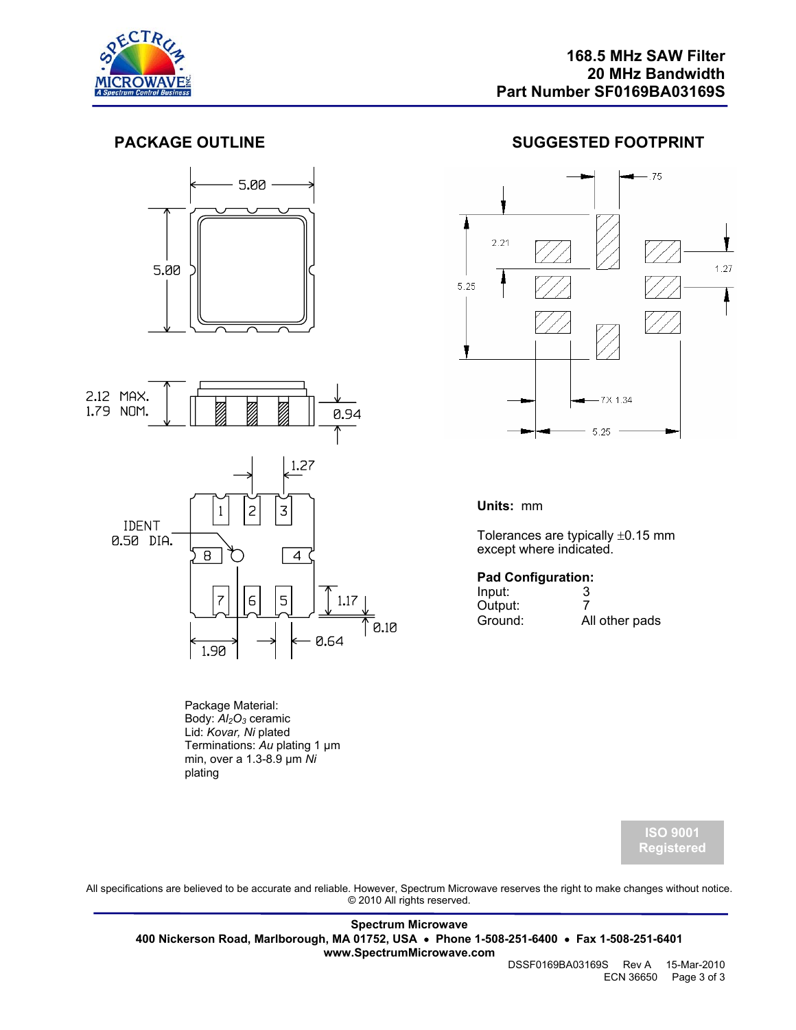# 168.5 MHz SAW Filter
# 20 MHz Bandwidth
# Part Number SF0169BA03169S

## PACKAGE OUTLINE

5.00

5.00

2.12 MAX.
1.79 NOM.

0.94

1.27

IDENT
0.50 DIA.

1 2 3
8 4
7 6 5

1.17

0.10

1.90

0.64

Package Material:
Body: $Al_2O_3$ ceramic
Lid: *Kovar, Ni* plated
Terminations: *Au* plating 1 µm min, over a 1.3-8.9 µm *Ni* plating

## SUGGESTED FOOTPRINT

.75

2.21

5.25

1.27

7X 1.34

5.25

**Units:** mm

Tolerances are typically ±0.15 mm except where indicated.

**Pad Configuration:**

| | |
|---|---|
| Input: | 3 |
| Output: | 7 |
| Ground: | All other pads |

ISO 9001 Registered

All specifications are believed to be accurate and reliable. However, Spectrum Microwave reserves the right to make changes without notice. © 2010 All rights reserved.

**Spectrum Microwave**
**400 Nickerson Road, Marlborough, MA 01752, USA • Phone 1-508-251-6400 • Fax 1-508-251-6401**
**www.SpectrumMicrowave.com**

DSSF0169BA03169S Rev A 15-Mar-2010
ECN 36650